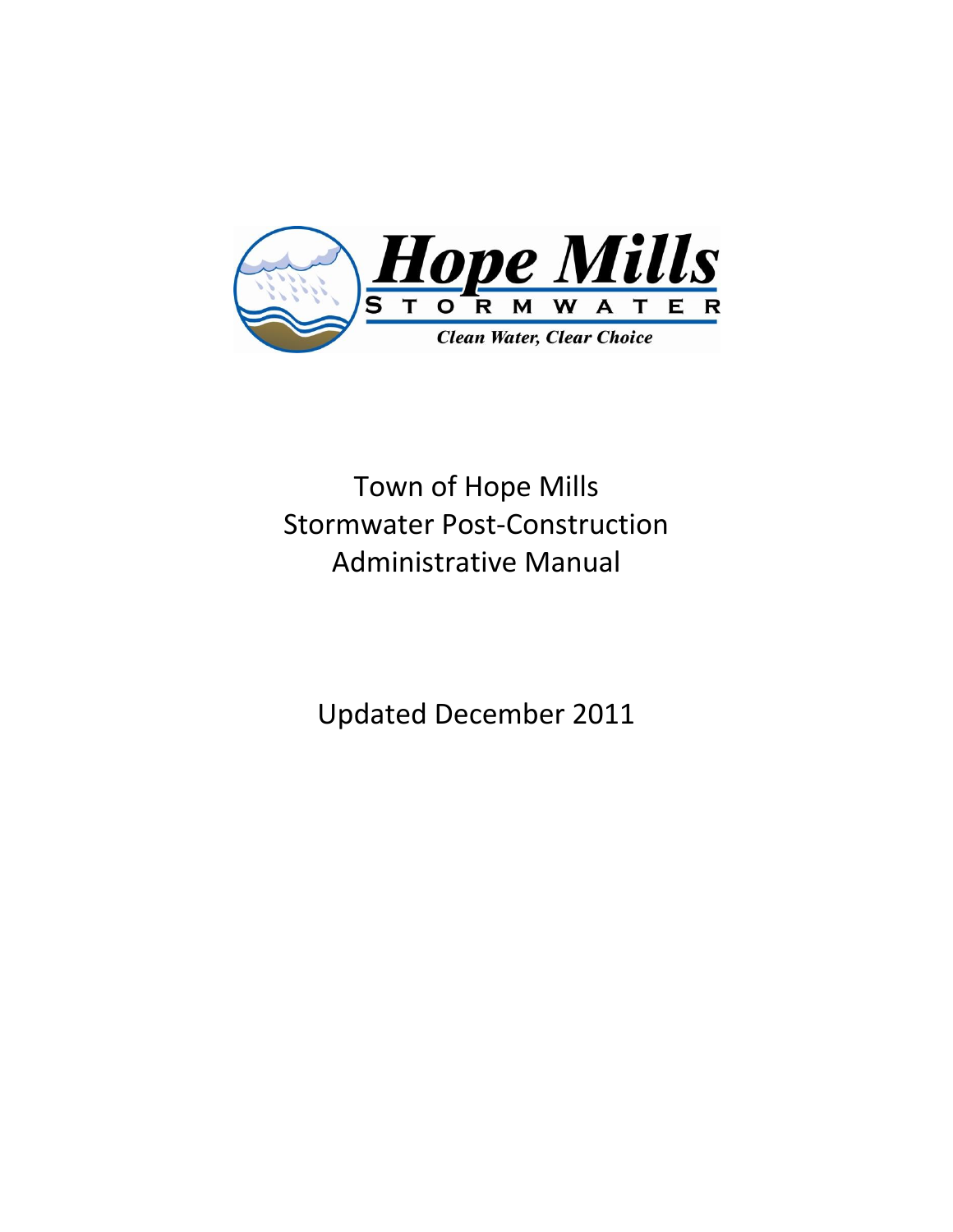Hope Mills

STORMWATER

*Clean Water, Clear Choice*

# Town of Hope Mills Stormwater Post-Construction Administrative Manual

Updated December 2011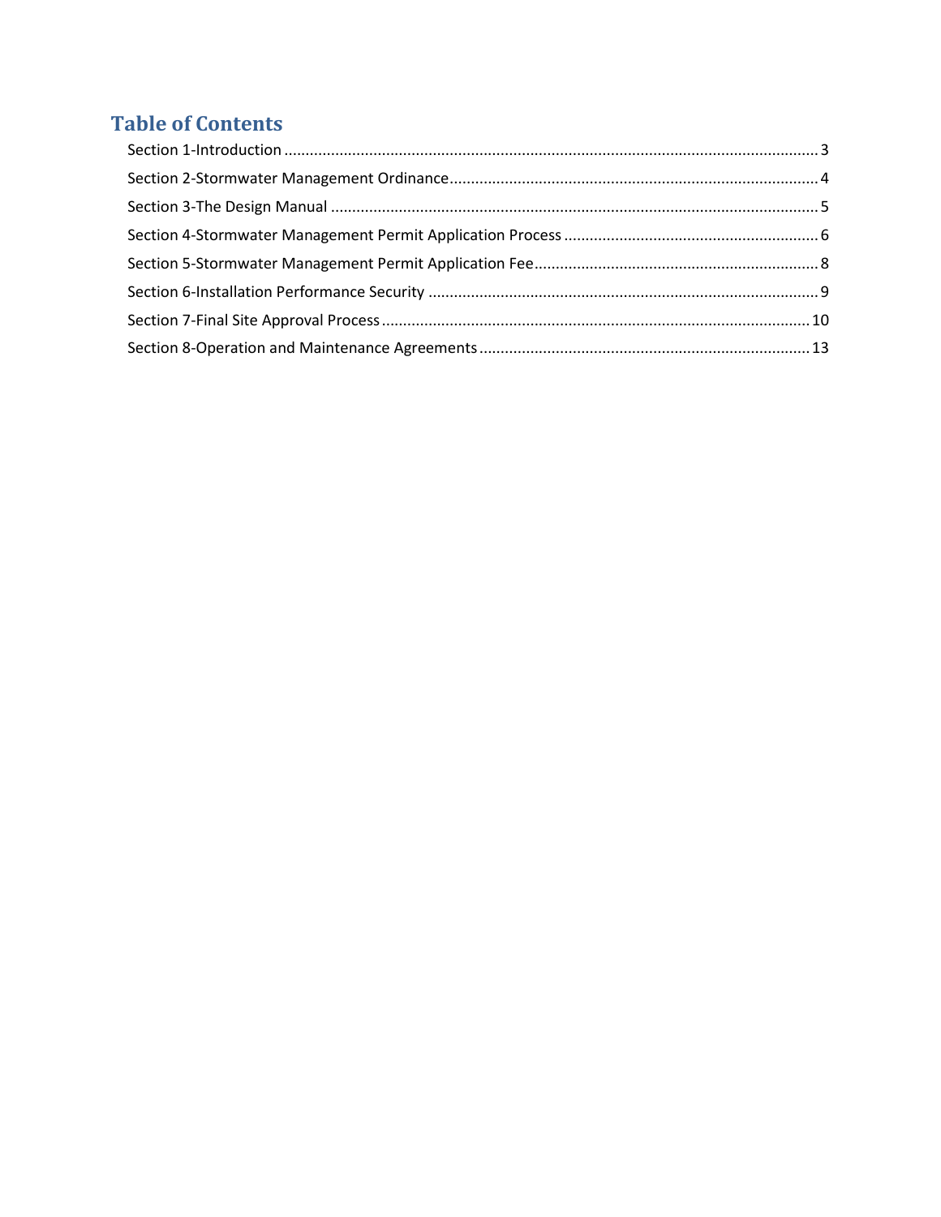## Table of Contents

Section 1-Introduction .......... 3

Section 2-Stormwater Management Ordinance .......... 4

Section 3-The Design Manual .......... 5

Section 4-Stormwater Management Permit Application Process .......... 6

Section 5-Stormwater Management Permit Application Fee .......... 8

Section 6-Installation Performance Security .......... 9

Section 7-Final Site Approval Process .......... 10

Section 8-Operation and Maintenance Agreements .......... 13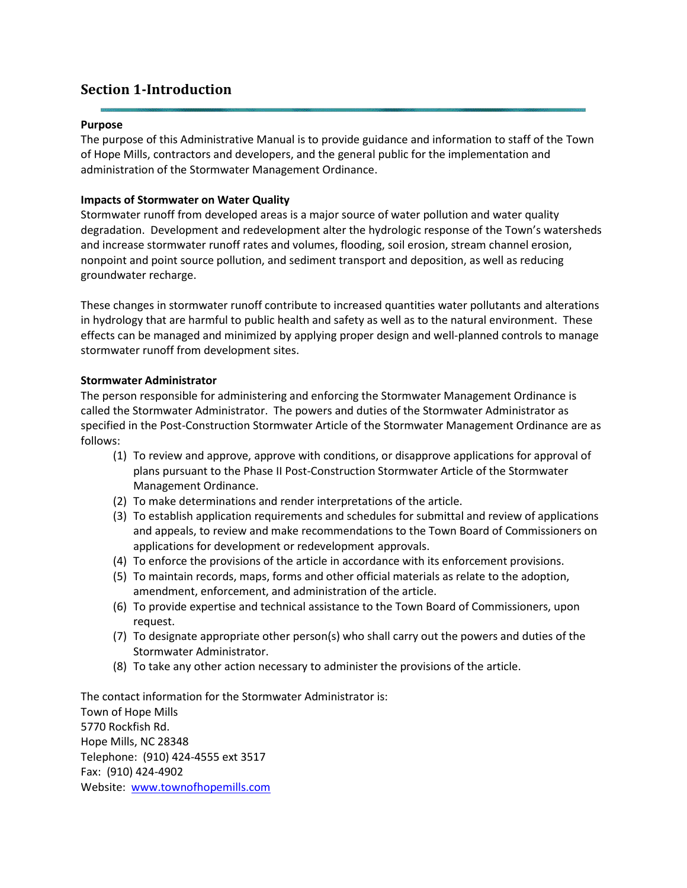## Section 1-Introduction

**Purpose**

The purpose of this Administrative Manual is to provide guidance and information to staff of the Town of Hope Mills, contractors and developers, and the general public for the implementation and administration of the Stormwater Management Ordinance.

**Impacts of Stormwater on Water Quality**

Stormwater runoff from developed areas is a major source of water pollution and water quality degradation. Development and redevelopment alter the hydrologic response of the Town's watersheds and increase stormwater runoff rates and volumes, flooding, soil erosion, stream channel erosion, nonpoint and point source pollution, and sediment transport and deposition, as well as reducing groundwater recharge.

These changes in stormwater runoff contribute to increased quantities water pollutants and alterations in hydrology that are harmful to public health and safety as well as to the natural environment. These effects can be managed and minimized by applying proper design and well-planned controls to manage stormwater runoff from development sites.

**Stormwater Administrator**

The person responsible for administering and enforcing the Stormwater Management Ordinance is called the Stormwater Administrator. The powers and duties of the Stormwater Administrator as specified in the Post-Construction Stormwater Article of the Stormwater Management Ordinance are as follows:

(1) To review and approve, approve with conditions, or disapprove applications for approval of plans pursuant to the Phase II Post-Construction Stormwater Article of the Stormwater Management Ordinance.
(2) To make determinations and render interpretations of the article.
(3) To establish application requirements and schedules for submittal and review of applications and appeals, to review and make recommendations to the Town Board of Commissioners on applications for development or redevelopment approvals.
(4) To enforce the provisions of the article in accordance with its enforcement provisions.
(5) To maintain records, maps, forms and other official materials as relate to the adoption, amendment, enforcement, and administration of the article.
(6) To provide expertise and technical assistance to the Town Board of Commissioners, upon request.
(7) To designate appropriate other person(s) who shall carry out the powers and duties of the Stormwater Administrator.
(8) To take any other action necessary to administer the provisions of the article.

The contact information for the Stormwater Administrator is:
Town of Hope Mills
5770 Rockfish Rd.
Hope Mills, NC 28348
Telephone: (910) 424-4555 ext 3517
Fax: (910) 424-4902
Website: [www.townofhopemills.com](http://www.townofhopemills.com)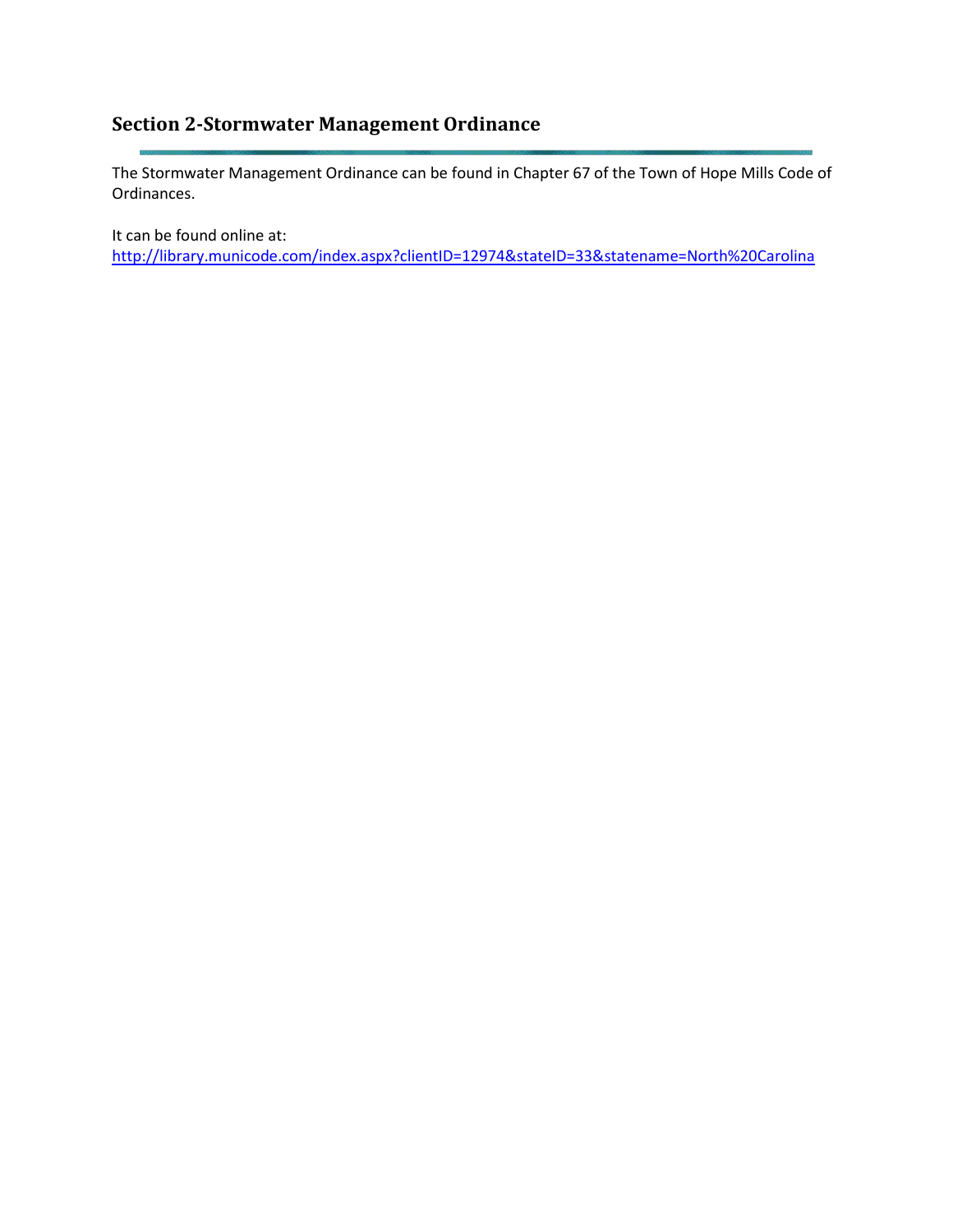## Section 2-Stormwater Management Ordinance

The Stormwater Management Ordinance can be found in Chapter 67 of the Town of Hope Mills Code of Ordinances.

It can be found online at:
http://library.municode.com/index.aspx?clientID=12974&stateID=33&statename=North%20Carolina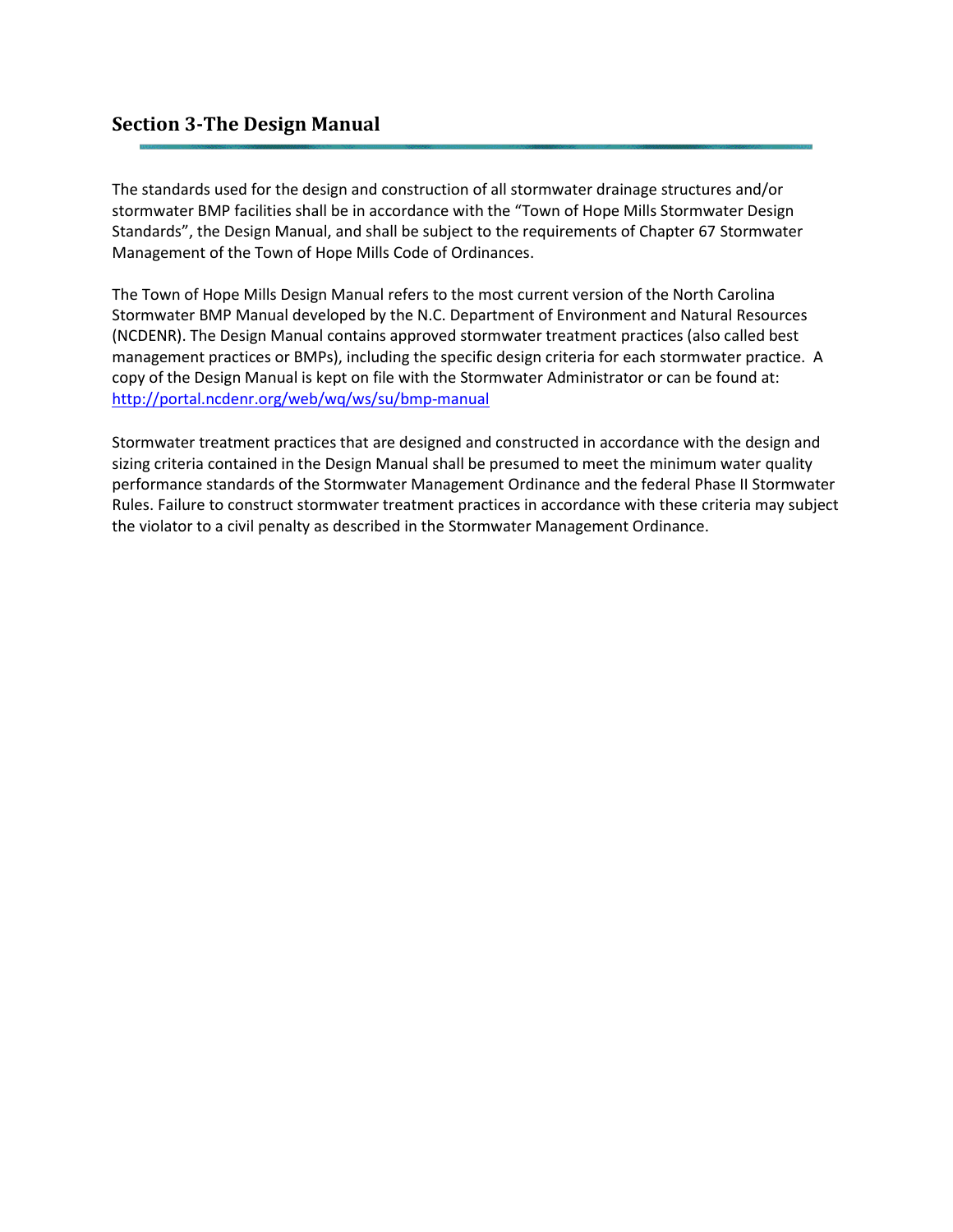## Section 3-The Design Manual

The standards used for the design and construction of all stormwater drainage structures and/or stormwater BMP facilities shall be in accordance with the "Town of Hope Mills Stormwater Design Standards", the Design Manual, and shall be subject to the requirements of Chapter 67 Stormwater Management of the Town of Hope Mills Code of Ordinances.

The Town of Hope Mills Design Manual refers to the most current version of the North Carolina Stormwater BMP Manual developed by the N.C. Department of Environment and Natural Resources (NCDENR). The Design Manual contains approved stormwater treatment practices (also called best management practices or BMPs), including the specific design criteria for each stormwater practice. A copy of the Design Manual is kept on file with the Stormwater Administrator or can be found at: [http://portal.ncdenr.org/web/wq/ws/su/bmp-manual](http://portal.ncdenr.org/web/wq/ws/su/bmp-manual)

Stormwater treatment practices that are designed and constructed in accordance with the design and sizing criteria contained in the Design Manual shall be presumed to meet the minimum water quality performance standards of the Stormwater Management Ordinance and the federal Phase II Stormwater Rules. Failure to construct stormwater treatment practices in accordance with these criteria may subject the violator to a civil penalty as described in the Stormwater Management Ordinance.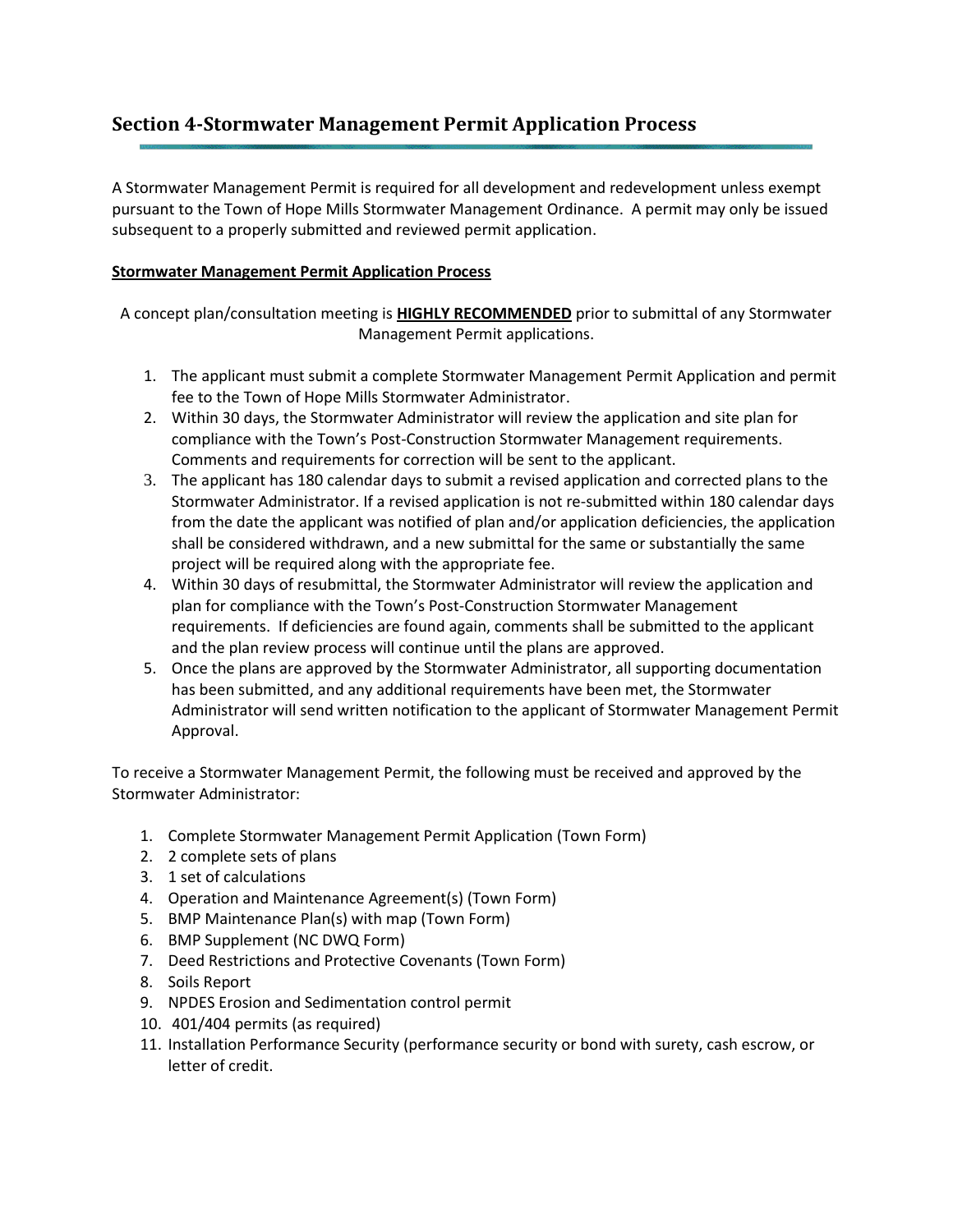## Section 4-Stormwater Management Permit Application Process

A Stormwater Management Permit is required for all development and redevelopment unless exempt pursuant to the Town of Hope Mills Stormwater Management Ordinance. A permit may only be issued subsequent to a properly submitted and reviewed permit application.

**Stormwater Management Permit Application Process**

A concept plan/consultation meeting is **HIGHLY RECOMMENDED** prior to submittal of any Stormwater Management Permit applications.

1. The applicant must submit a complete Stormwater Management Permit Application and permit fee to the Town of Hope Mills Stormwater Administrator.
2. Within 30 days, the Stormwater Administrator will review the application and site plan for compliance with the Town's Post-Construction Stormwater Management requirements. Comments and requirements for correction will be sent to the applicant.
3. The applicant has 180 calendar days to submit a revised application and corrected plans to the Stormwater Administrator. If a revised application is not re-submitted within 180 calendar days from the date the applicant was notified of plan and/or application deficiencies, the application shall be considered withdrawn, and a new submittal for the same or substantially the same project will be required along with the appropriate fee.
4. Within 30 days of resubmittal, the Stormwater Administrator will review the application and plan for compliance with the Town's Post-Construction Stormwater Management requirements. If deficiencies are found again, comments shall be submitted to the applicant and the plan review process will continue until the plans are approved.
5. Once the plans are approved by the Stormwater Administrator, all supporting documentation has been submitted, and any additional requirements have been met, the Stormwater Administrator will send written notification to the applicant of Stormwater Management Permit Approval.

To receive a Stormwater Management Permit, the following must be received and approved by the Stormwater Administrator:

1. Complete Stormwater Management Permit Application (Town Form)
2. 2 complete sets of plans
3. 1 set of calculations
4. Operation and Maintenance Agreement(s) (Town Form)
5. BMP Maintenance Plan(s) with map (Town Form)
6. BMP Supplement (NC DWQ Form)
7. Deed Restrictions and Protective Covenants (Town Form)
8. Soils Report
9. NPDES Erosion and Sedimentation control permit
10. 401/404 permits (as required)
11. Installation Performance Security (performance security or bond with surety, cash escrow, or letter of credit.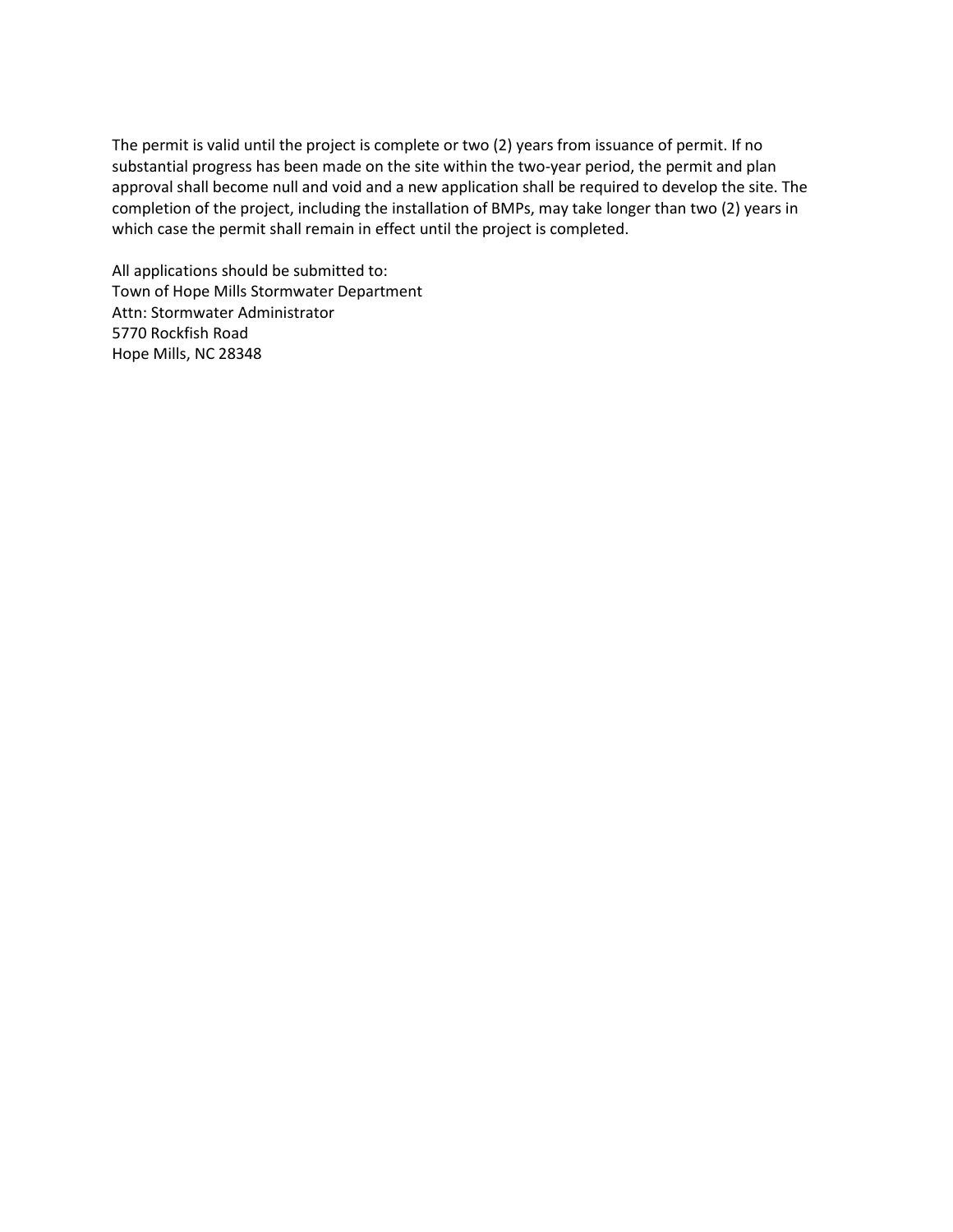The permit is valid until the project is complete or two (2) years from issuance of permit. If no substantial progress has been made on the site within the two-year period, the permit and plan approval shall become null and void and a new application shall be required to develop the site. The completion of the project, including the installation of BMPs, may take longer than two (2) years in which case the permit shall remain in effect until the project is completed.

All applications should be submitted to:
Town of Hope Mills Stormwater Department
Attn: Stormwater Administrator
5770 Rockfish Road
Hope Mills, NC 28348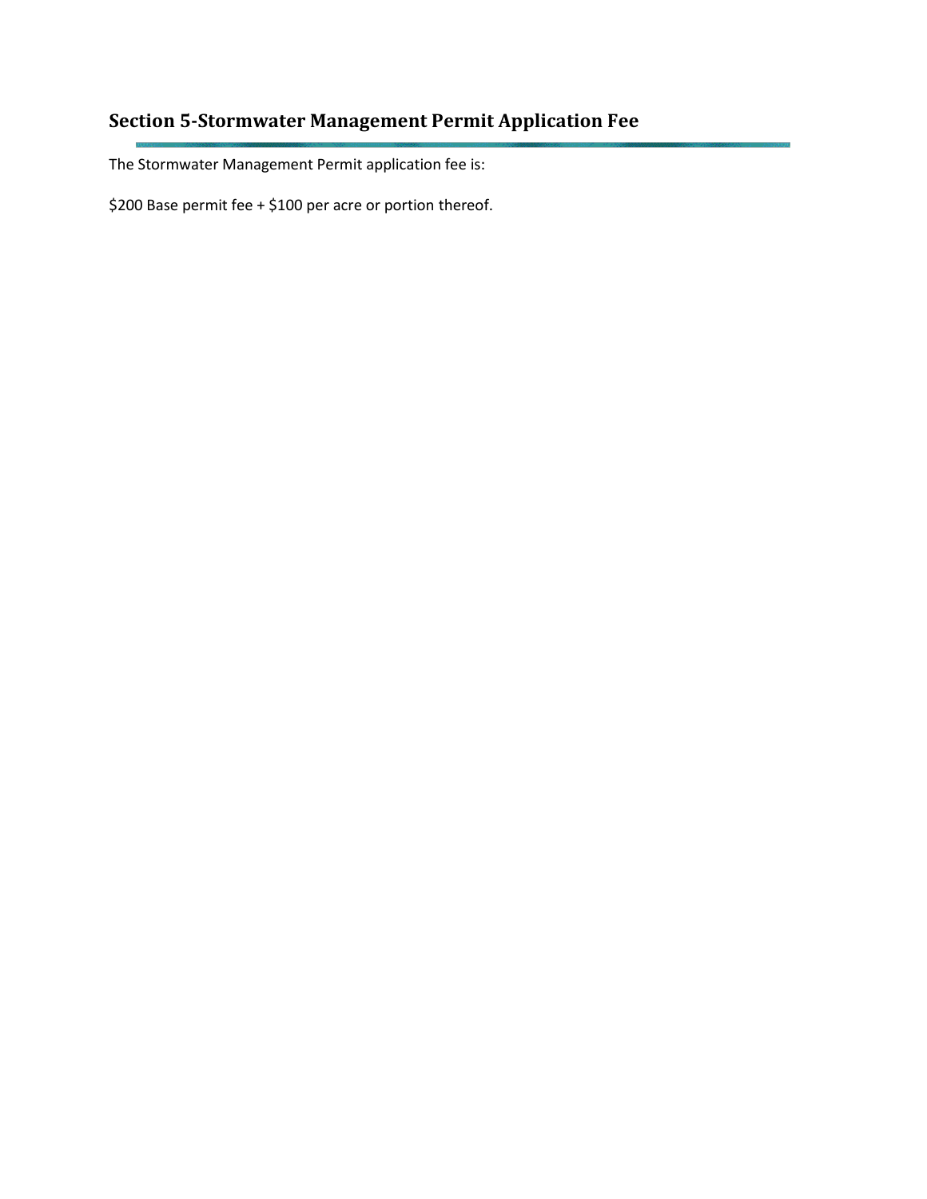## Section 5-Stormwater Management Permit Application Fee

The Stormwater Management Permit application fee is:

$200 Base permit fee + $100 per acre or portion thereof.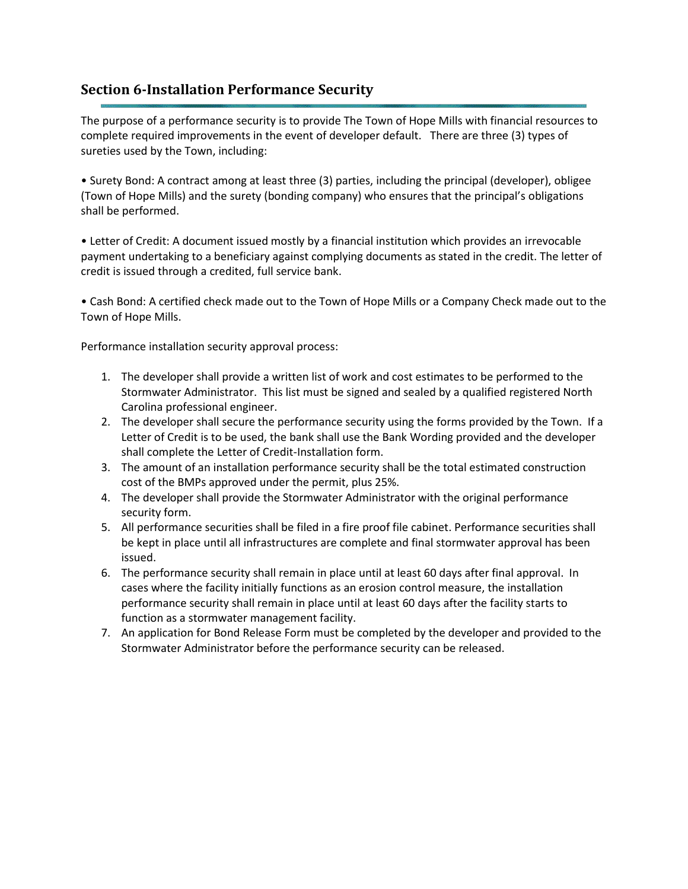## Section 6-Installation Performance Security

The purpose of a performance security is to provide The Town of Hope Mills with financial resources to complete required improvements in the event of developer default. There are three (3) types of sureties used by the Town, including:

• Surety Bond: A contract among at least three (3) parties, including the principal (developer), obligee (Town of Hope Mills) and the surety (bonding company) who ensures that the principal's obligations shall be performed.

• Letter of Credit: A document issued mostly by a financial institution which provides an irrevocable payment undertaking to a beneficiary against complying documents as stated in the credit. The letter of credit is issued through a credited, full service bank.

• Cash Bond: A certified check made out to the Town of Hope Mills or a Company Check made out to the Town of Hope Mills.

Performance installation security approval process:

1. The developer shall provide a written list of work and cost estimates to be performed to the Stormwater Administrator. This list must be signed and sealed by a qualified registered North Carolina professional engineer.
2. The developer shall secure the performance security using the forms provided by the Town. If a Letter of Credit is to be used, the bank shall use the Bank Wording provided and the developer shall complete the Letter of Credit-Installation form.
3. The amount of an installation performance security shall be the total estimated construction cost of the BMPs approved under the permit, plus 25%.
4. The developer shall provide the Stormwater Administrator with the original performance security form.
5. All performance securities shall be filed in a fire proof file cabinet. Performance securities shall be kept in place until all infrastructures are complete and final stormwater approval has been issued.
6. The performance security shall remain in place until at least 60 days after final approval. In cases where the facility initially functions as an erosion control measure, the installation performance security shall remain in place until at least 60 days after the facility starts to function as a stormwater management facility.
7. An application for Bond Release Form must be completed by the developer and provided to the Stormwater Administrator before the performance security can be released.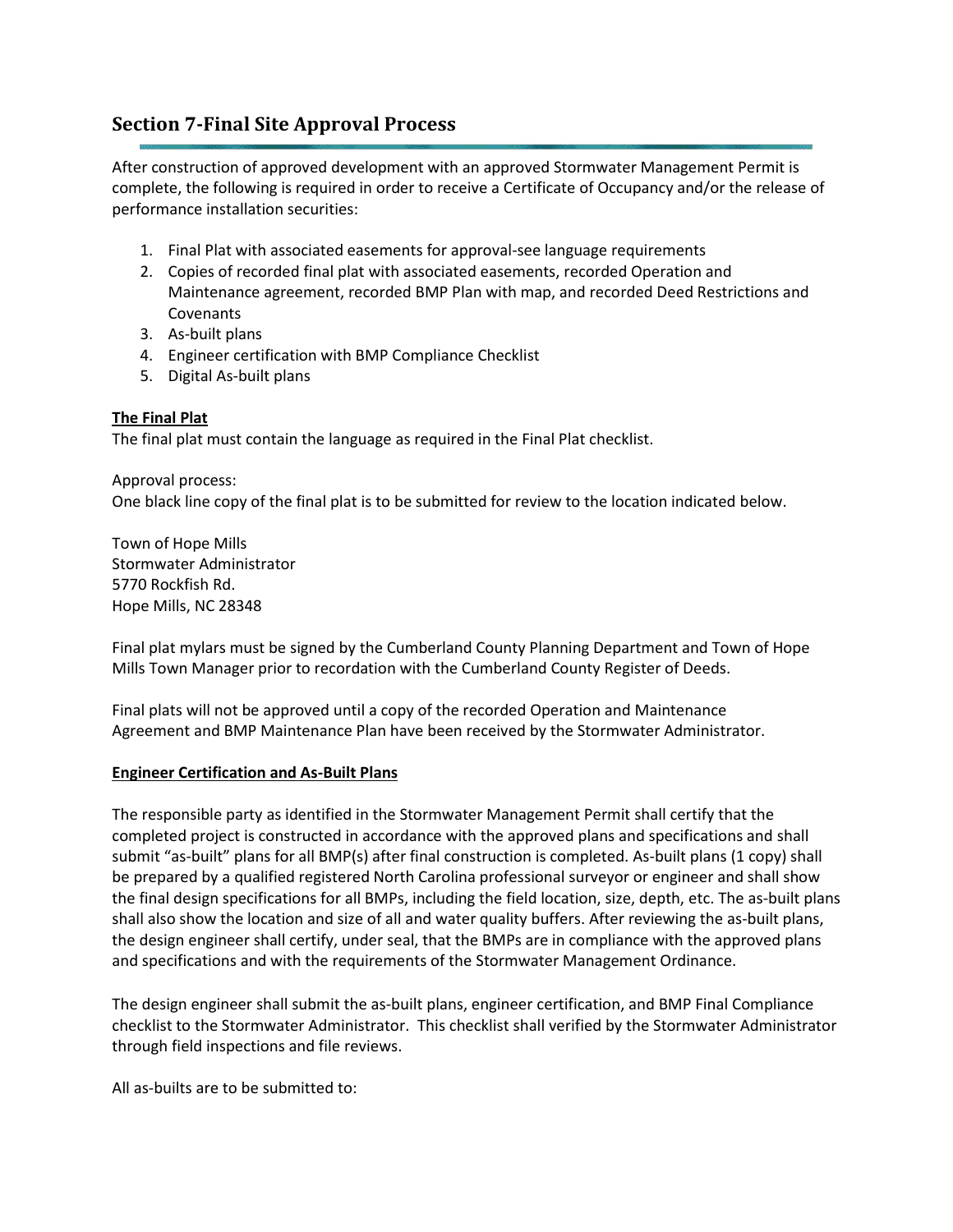## Section 7-Final Site Approval Process

After construction of approved development with an approved Stormwater Management Permit is complete, the following is required in order to receive a Certificate of Occupancy and/or the release of performance installation securities:

1. Final Plat with associated easements for approval-see language requirements
2. Copies of recorded final plat with associated easements, recorded Operation and Maintenance agreement, recorded BMP Plan with map, and recorded Deed Restrictions and Covenants
3. As-built plans
4. Engineer certification with BMP Compliance Checklist
5. Digital As-built plans

**The Final Plat**

The final plat must contain the language as required in the Final Plat checklist.

Approval process:
One black line copy of the final plat is to be submitted for review to the location indicated below.

Town of Hope Mills
Stormwater Administrator
5770 Rockfish Rd.
Hope Mills, NC 28348

Final plat mylars must be signed by the Cumberland County Planning Department and Town of Hope Mills Town Manager prior to recordation with the Cumberland County Register of Deeds.

Final plats will not be approved until a copy of the recorded Operation and Maintenance Agreement and BMP Maintenance Plan have been received by the Stormwater Administrator.

**Engineer Certification and As-Built Plans**

The responsible party as identified in the Stormwater Management Permit shall certify that the completed project is constructed in accordance with the approved plans and specifications and shall submit "as-built" plans for all BMP(s) after final construction is completed. As-built plans (1 copy) shall be prepared by a qualified registered North Carolina professional surveyor or engineer and shall show the final design specifications for all BMPs, including the field location, size, depth, etc. The as-built plans shall also show the location and size of all and water quality buffers. After reviewing the as-built plans, the design engineer shall certify, under seal, that the BMPs are in compliance with the approved plans and specifications and with the requirements of the Stormwater Management Ordinance.

The design engineer shall submit the as-built plans, engineer certification, and BMP Final Compliance checklist to the Stormwater Administrator. This checklist shall verified by the Stormwater Administrator through field inspections and file reviews.

All as-builts are to be submitted to: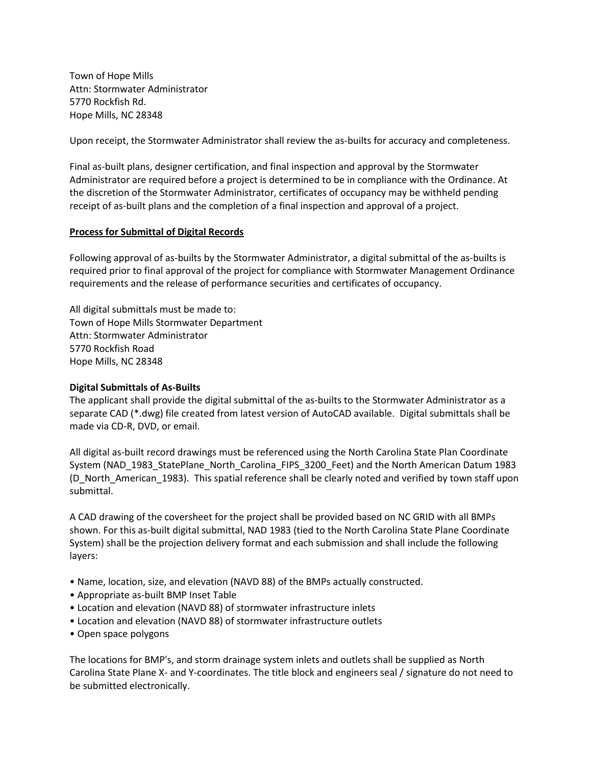Town of Hope Mills
Attn: Stormwater Administrator
5770 Rockfish Rd.
Hope Mills, NC 28348

Upon receipt, the Stormwater Administrator shall review the as-builts for accuracy and completeness.

Final as-built plans, designer certification, and final inspection and approval by the Stormwater Administrator are required before a project is determined to be in compliance with the Ordinance. At the discretion of the Stormwater Administrator, certificates of occupancy may be withheld pending receipt of as-built plans and the completion of a final inspection and approval of a project.

**Process for Submittal of Digital Records**

Following approval of as-builts by the Stormwater Administrator, a digital submittal of the as-builts is required prior to final approval of the project for compliance with Stormwater Management Ordinance requirements and the release of performance securities and certificates of occupancy.

All digital submittals must be made to:
Town of Hope Mills Stormwater Department
Attn: Stormwater Administrator
5770 Rockfish Road
Hope Mills, NC 28348

**Digital Submittals of As-Builts**

The applicant shall provide the digital submittal of the as-builts to the Stormwater Administrator as a separate CAD (*.dwg) file created from latest version of AutoCAD available. Digital submittals shall be made via CD-R, DVD, or email.

All digital as-built record drawings must be referenced using the North Carolina State Plan Coordinate System (NAD_1983_StatePlane_North_Carolina_FIPS_3200_Feet) and the North American Datum 1983 (D_North_American_1983). This spatial reference shall be clearly noted and verified by town staff upon submittal.

A CAD drawing of the coversheet for the project shall be provided based on NC GRID with all BMPs shown. For this as-built digital submittal, NAD 1983 (tied to the North Carolina State Plane Coordinate System) shall be the projection delivery format and each submission and shall include the following layers:

- Name, location, size, and elevation (NAVD 88) of the BMPs actually constructed.
- Appropriate as-built BMP Inset Table
- Location and elevation (NAVD 88) of stormwater infrastructure inlets
- Location and elevation (NAVD 88) of stormwater infrastructure outlets
- Open space polygons

The locations for BMP's, and storm drainage system inlets and outlets shall be supplied as North Carolina State Plane X- and Y-coordinates. The title block and engineers seal / signature do not need to be submitted electronically.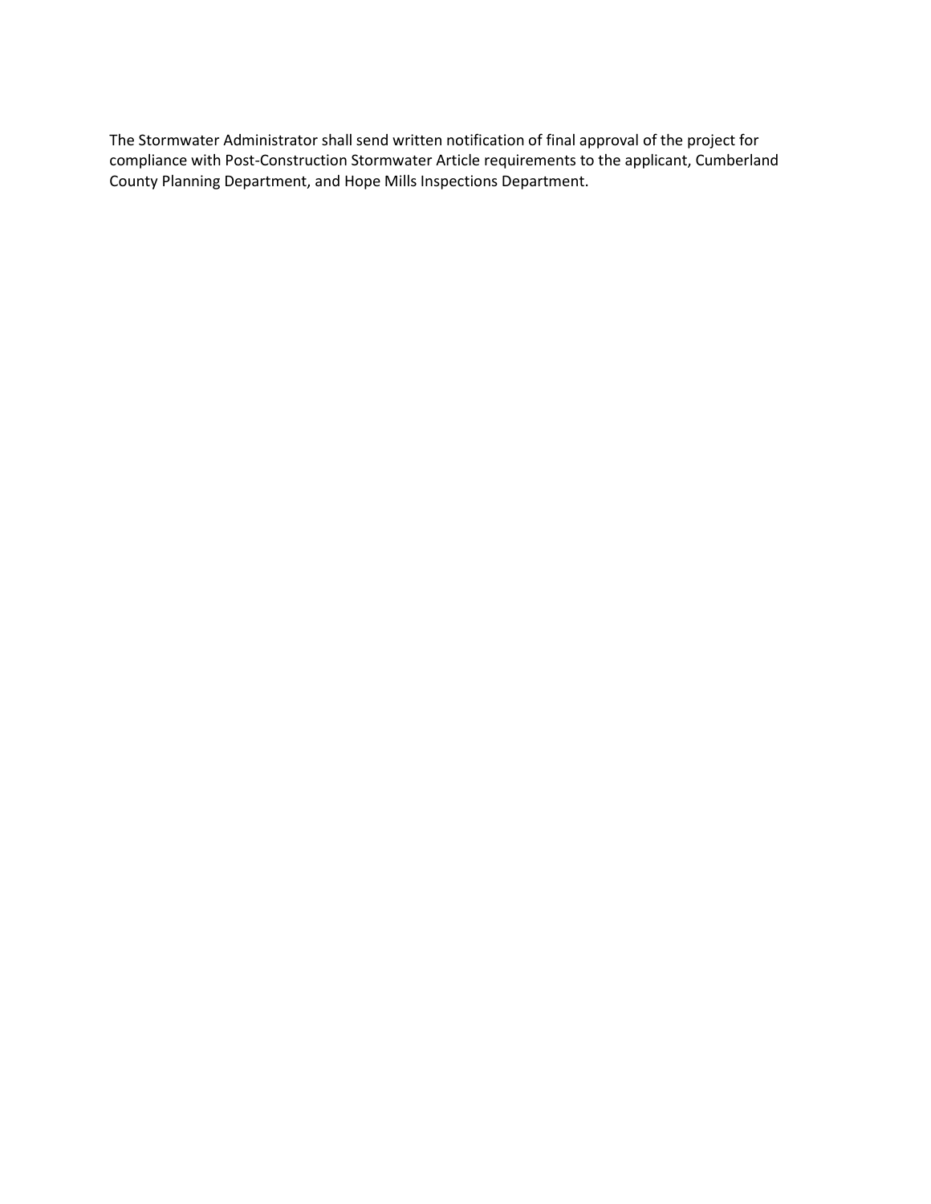The Stormwater Administrator shall send written notification of final approval of the project for compliance with Post-Construction Stormwater Article requirements to the applicant, Cumberland County Planning Department, and Hope Mills Inspections Department.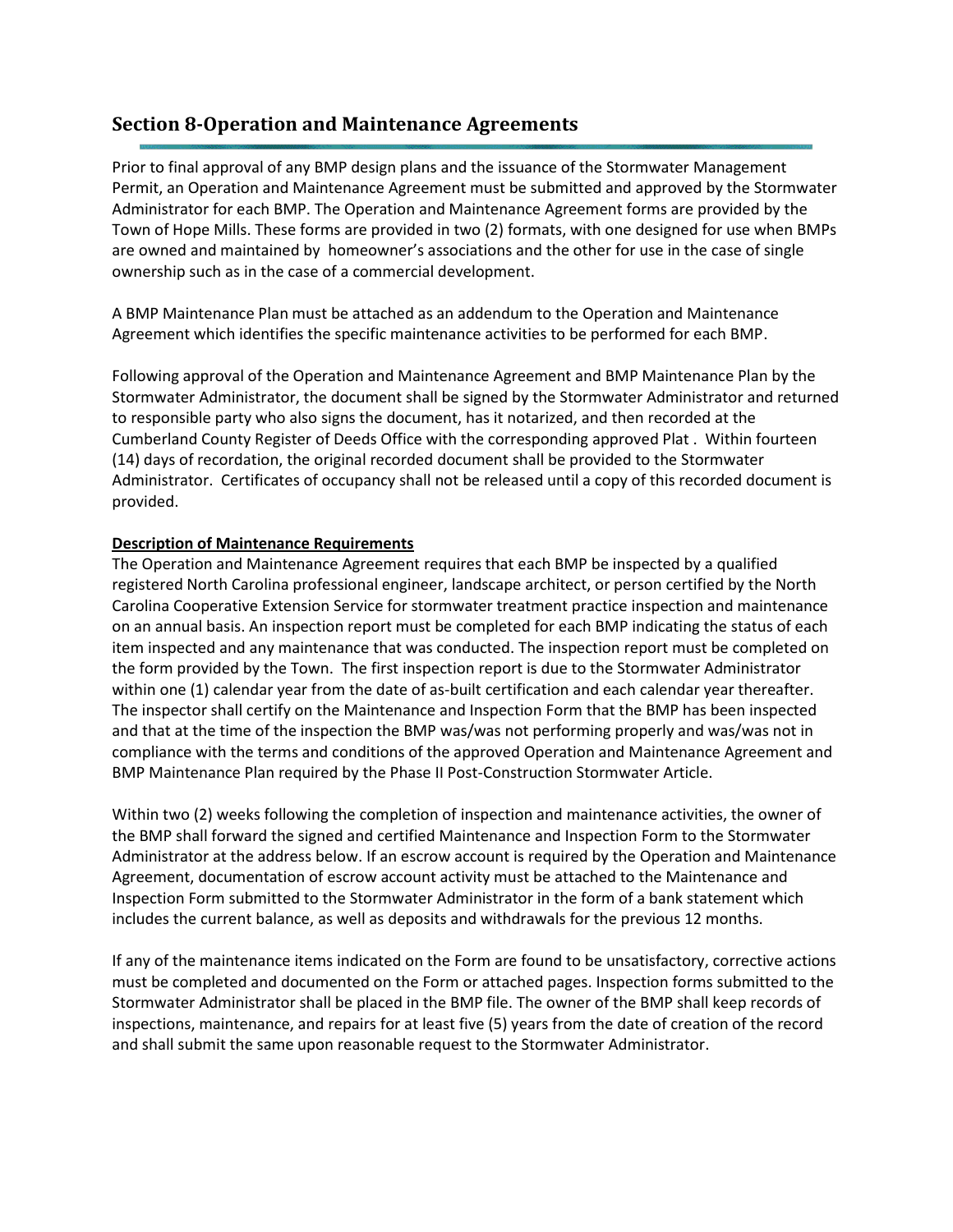## Section 8-Operation and Maintenance Agreements

Prior to final approval of any BMP design plans and the issuance of the Stormwater Management Permit, an Operation and Maintenance Agreement must be submitted and approved by the Stormwater Administrator for each BMP. The Operation and Maintenance Agreement forms are provided by the Town of Hope Mills. These forms are provided in two (2) formats, with one designed for use when BMPs are owned and maintained by homeowner's associations and the other for use in the case of single ownership such as in the case of a commercial development.

A BMP Maintenance Plan must be attached as an addendum to the Operation and Maintenance Agreement which identifies the specific maintenance activities to be performed for each BMP.

Following approval of the Operation and Maintenance Agreement and BMP Maintenance Plan by the Stormwater Administrator, the document shall be signed by the Stormwater Administrator and returned to responsible party who also signs the document, has it notarized, and then recorded at the Cumberland County Register of Deeds Office with the corresponding approved Plat . Within fourteen (14) days of recordation, the original recorded document shall be provided to the Stormwater Administrator. Certificates of occupancy shall not be released until a copy of this recorded document is provided.

**Description of Maintenance Requirements**

The Operation and Maintenance Agreement requires that each BMP be inspected by a qualified registered North Carolina professional engineer, landscape architect, or person certified by the North Carolina Cooperative Extension Service for stormwater treatment practice inspection and maintenance on an annual basis. An inspection report must be completed for each BMP indicating the status of each item inspected and any maintenance that was conducted. The inspection report must be completed on the form provided by the Town. The first inspection report is due to the Stormwater Administrator within one (1) calendar year from the date of as-built certification and each calendar year thereafter. The inspector shall certify on the Maintenance and Inspection Form that the BMP has been inspected and that at the time of the inspection the BMP was/was not performing properly and was/was not in compliance with the terms and conditions of the approved Operation and Maintenance Agreement and BMP Maintenance Plan required by the Phase II Post-Construction Stormwater Article.

Within two (2) weeks following the completion of inspection and maintenance activities, the owner of the BMP shall forward the signed and certified Maintenance and Inspection Form to the Stormwater Administrator at the address below. If an escrow account is required by the Operation and Maintenance Agreement, documentation of escrow account activity must be attached to the Maintenance and Inspection Form submitted to the Stormwater Administrator in the form of a bank statement which includes the current balance, as well as deposits and withdrawals for the previous 12 months.

If any of the maintenance items indicated on the Form are found to be unsatisfactory, corrective actions must be completed and documented on the Form or attached pages. Inspection forms submitted to the Stormwater Administrator shall be placed in the BMP file. The owner of the BMP shall keep records of inspections, maintenance, and repairs for at least five (5) years from the date of creation of the record and shall submit the same upon reasonable request to the Stormwater Administrator.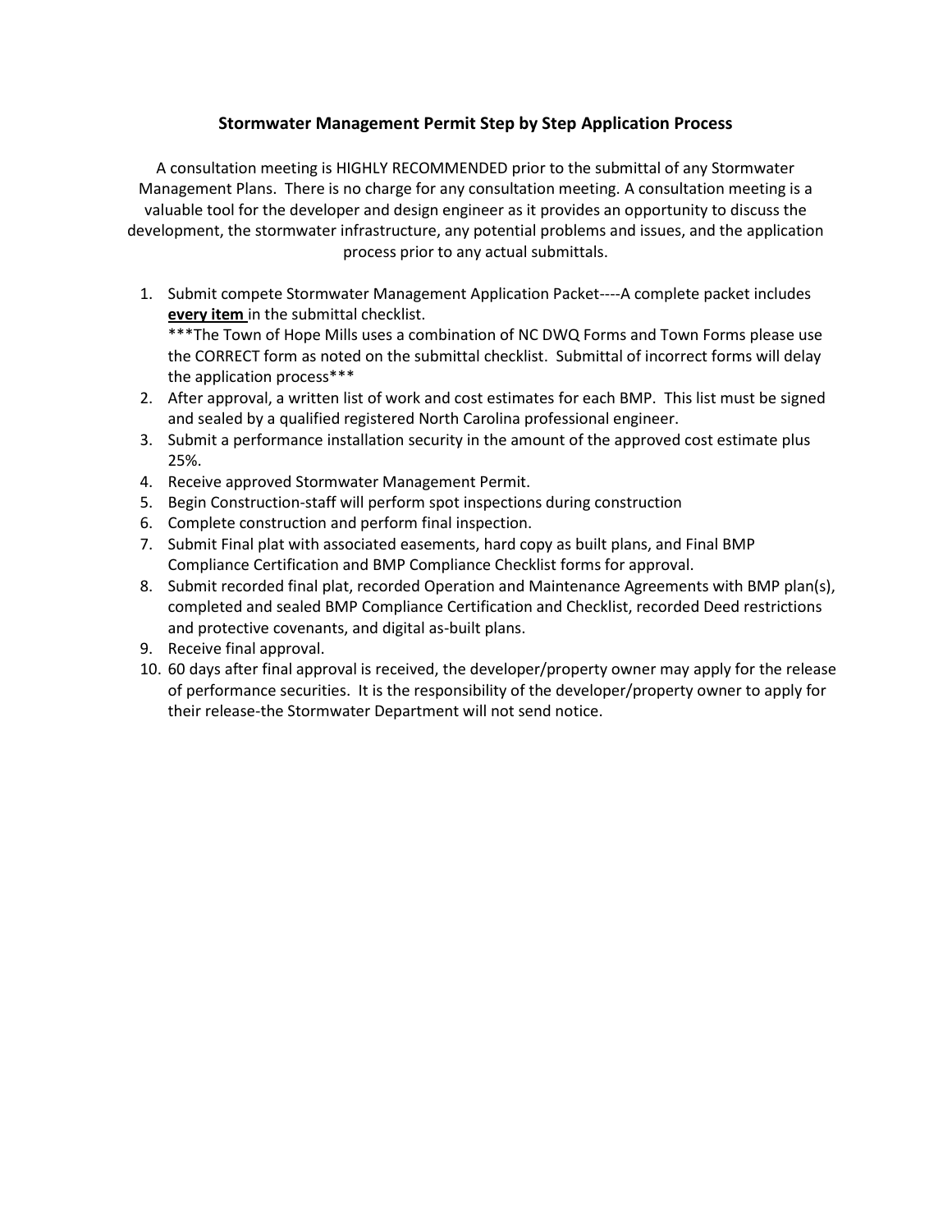## Stormwater Management Permit Step by Step Application Process

A consultation meeting is HIGHLY RECOMMENDED prior to the submittal of any Stormwater Management Plans. There is no charge for any consultation meeting. A consultation meeting is a valuable tool for the developer and design engineer as it provides an opportunity to discuss the development, the stormwater infrastructure, any potential problems and issues, and the application process prior to any actual submittals.

1. Submit compete Stormwater Management Application Packet----A complete packet includes **every item** in the submittal checklist.
   ***The Town of Hope Mills uses a combination of NC DWQ Forms and Town Forms please use the CORRECT form as noted on the submittal checklist. Submittal of incorrect forms will delay the application process***
2. After approval, a written list of work and cost estimates for each BMP. This list must be signed and sealed by a qualified registered North Carolina professional engineer.
3. Submit a performance installation security in the amount of the approved cost estimate plus 25%.
4. Receive approved Stormwater Management Permit.
5. Begin Construction-staff will perform spot inspections during construction
6. Complete construction and perform final inspection.
7. Submit Final plat with associated easements, hard copy as built plans, and Final BMP Compliance Certification and BMP Compliance Checklist forms for approval.
8. Submit recorded final plat, recorded Operation and Maintenance Agreements with BMP plan(s), completed and sealed BMP Compliance Certification and Checklist, recorded Deed restrictions and protective covenants, and digital as-built plans.
9. Receive final approval.
10. 60 days after final approval is received, the developer/property owner may apply for the release of performance securities. It is the responsibility of the developer/property owner to apply for their release-the Stormwater Department will not send notice.